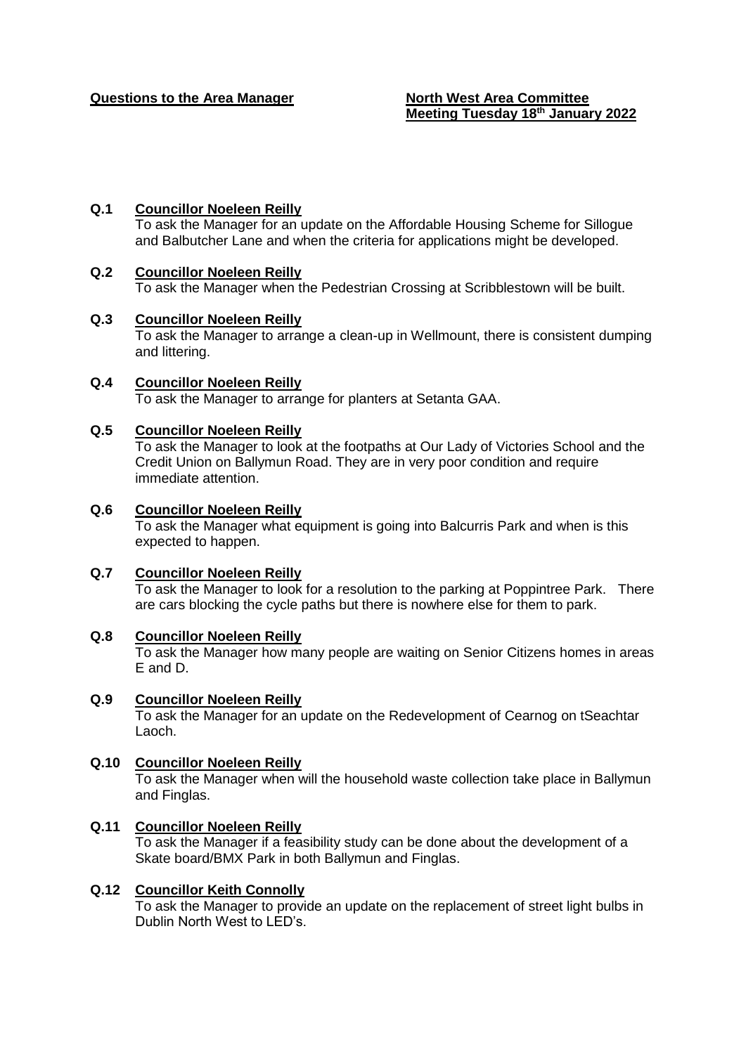**Questions to the Area Manager** **North West Area Committee**
**Meeting Tuesday 18th January 2022**

**Q.1** **Councillor Noeleen Reilly**
To ask the Manager for an update on the Affordable Housing Scheme for Sillogue and Balbutcher Lane and when the criteria for applications might be developed.

**Q.2** **Councillor Noeleen Reilly**
To ask the Manager when the Pedestrian Crossing at Scribblestown will be built.

**Q.3** **Councillor Noeleen Reilly**
To ask the Manager to arrange a clean-up in Wellmount, there is consistent dumping and littering.

**Q.4** **Councillor Noeleen Reilly**
To ask the Manager to arrange for planters at Setanta GAA.

**Q.5** **Councillor Noeleen Reilly**
To ask the Manager to look at the footpaths at Our Lady of Victories School and the Credit Union on Ballymun Road. They are in very poor condition and require immediate attention.

**Q.6** **Councillor Noeleen Reilly**
To ask the Manager what equipment is going into Balcurris Park and when is this expected to happen.

**Q.7** **Councillor Noeleen Reilly**
To ask the Manager to look for a resolution to the parking at Poppintree Park. There are cars blocking the cycle paths but there is nowhere else for them to park.

**Q.8** **Councillor Noeleen Reilly**
To ask the Manager how many people are waiting on Senior Citizens homes in areas E and D.

**Q.9** **Councillor Noeleen Reilly**
To ask the Manager for an update on the Redevelopment of Cearnog on tSeachtar Laoch.

**Q.10** **Councillor Noeleen Reilly**
To ask the Manager when will the household waste collection take place in Ballymun and Finglas.

**Q.11** **Councillor Noeleen Reilly**
To ask the Manager if a feasibility study can be done about the development of a Skate board/BMX Park in both Ballymun and Finglas.

**Q.12** **Councillor Keith Connolly**
To ask the Manager to provide an update on the replacement of street light bulbs in Dublin North West to LED's.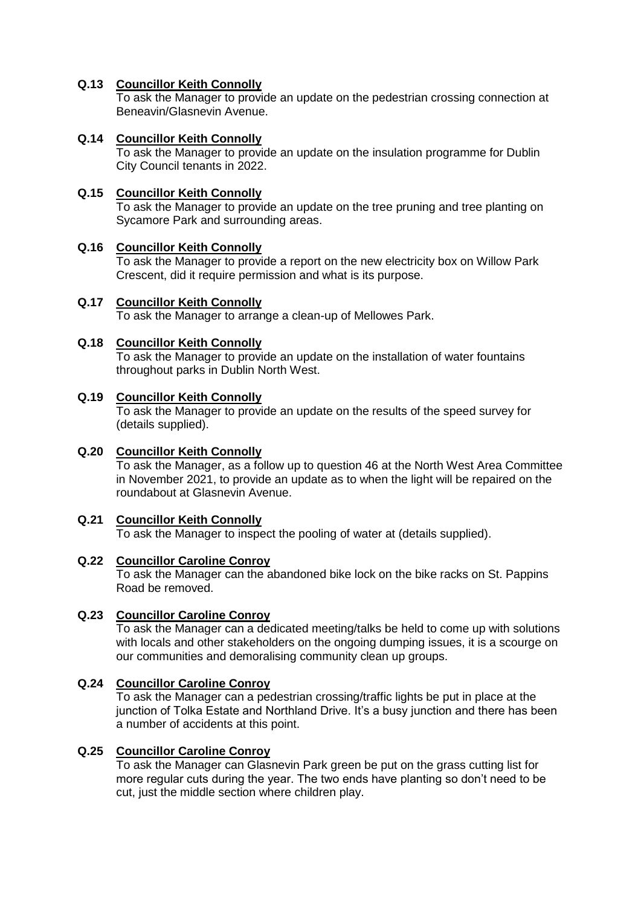**Q.13 Councillor Keith Connolly**
To ask the Manager to provide an update on the pedestrian crossing connection at Beneavin/Glasnevin Avenue.

**Q.14 Councillor Keith Connolly**
To ask the Manager to provide an update on the insulation programme for Dublin City Council tenants in 2022.

**Q.15 Councillor Keith Connolly**
To ask the Manager to provide an update on the tree pruning and tree planting on Sycamore Park and surrounding areas.

**Q.16 Councillor Keith Connolly**
To ask the Manager to provide a report on the new electricity box on Willow Park Crescent, did it require permission and what is its purpose.

**Q.17 Councillor Keith Connolly**
To ask the Manager to arrange a clean-up of Mellowes Park.

**Q.18 Councillor Keith Connolly**
To ask the Manager to provide an update on the installation of water fountains throughout parks in Dublin North West.

**Q.19 Councillor Keith Connolly**
To ask the Manager to provide an update on the results of the speed survey for (details supplied).

**Q.20 Councillor Keith Connolly**
To ask the Manager, as a follow up to question 46 at the North West Area Committee in November 2021, to provide an update as to when the light will be repaired on the roundabout at Glasnevin Avenue.

**Q.21 Councillor Keith Connolly**
To ask the Manager to inspect the pooling of water at (details supplied).

**Q.22 Councillor Caroline Conroy**
To ask the Manager can the abandoned bike lock on the bike racks on St. Pappins Road be removed.

**Q.23 Councillor Caroline Conroy**
To ask the Manager can a dedicated meeting/talks be held to come up with solutions with locals and other stakeholders on the ongoing dumping issues, it is a scourge on our communities and demoralising community clean up groups.

**Q.24 Councillor Caroline Conroy**
To ask the Manager can a pedestrian crossing/traffic lights be put in place at the junction of Tolka Estate and Northland Drive. It's a busy junction and there has been a number of accidents at this point.

**Q.25 Councillor Caroline Conroy**
To ask the Manager can Glasnevin Park green be put on the grass cutting list for more regular cuts during the year. The two ends have planting so don't need to be cut, just the middle section where children play.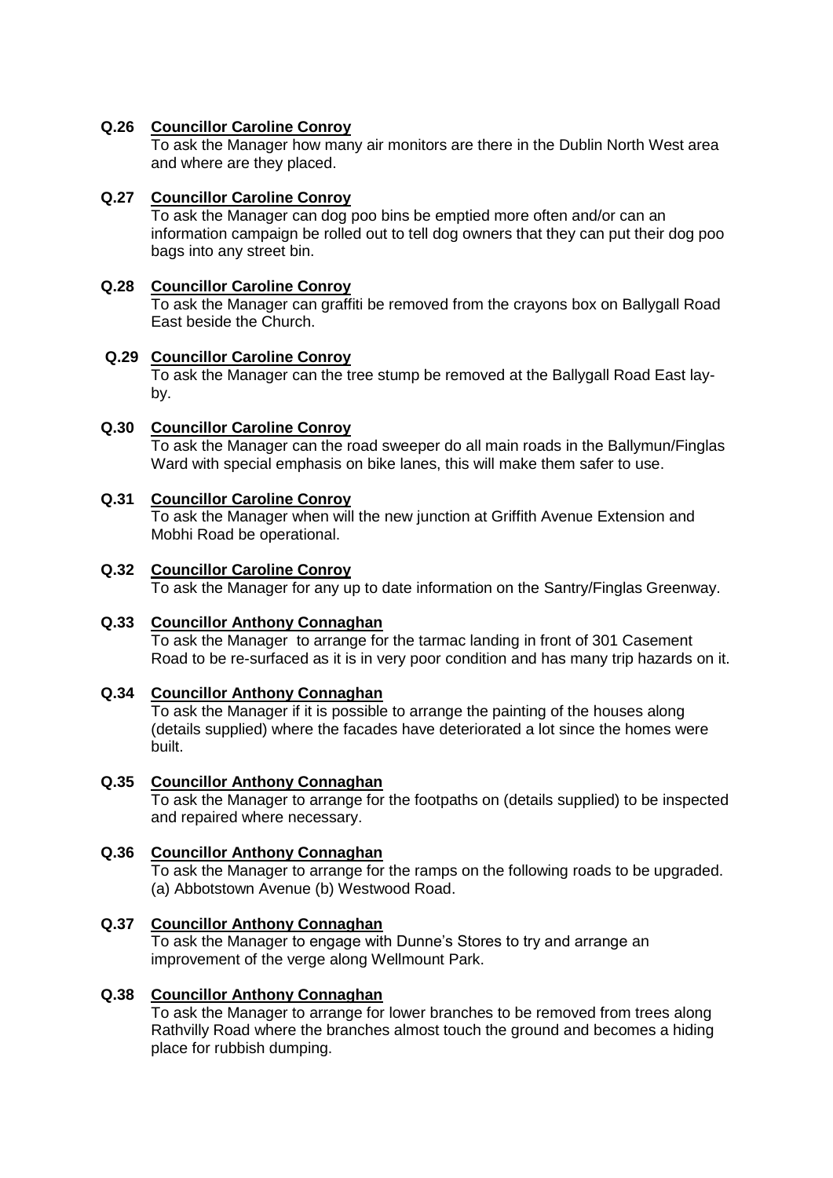**Q.26 Councillor Caroline Conroy**

To ask the Manager how many air monitors are there in the Dublin North West area and where are they placed.

**Q.27 Councillor Caroline Conroy**

To ask the Manager can dog poo bins be emptied more often and/or can an information campaign be rolled out to tell dog owners that they can put their dog poo bags into any street bin.

**Q.28 Councillor Caroline Conroy**

To ask the Manager can graffiti be removed from the crayons box on Ballygall Road East beside the Church.

**Q.29 Councillor Caroline Conroy**

To ask the Manager can the tree stump be removed at the Ballygall Road East lay-by.

**Q.30 Councillor Caroline Conroy**

To ask the Manager can the road sweeper do all main roads in the Ballymun/Finglas Ward with special emphasis on bike lanes, this will make them safer to use.

**Q.31 Councillor Caroline Conroy**

To ask the Manager when will the new junction at Griffith Avenue Extension and Mobhi Road be operational.

**Q.32 Councillor Caroline Conroy**

To ask the Manager for any up to date information on the Santry/Finglas Greenway.

**Q.33 Councillor Anthony Connaghan**

To ask the Manager to arrange for the tarmac landing in front of 301 Casement Road to be re-surfaced as it is in very poor condition and has many trip hazards on it.

**Q.34 Councillor Anthony Connaghan**

To ask the Manager if it is possible to arrange the painting of the houses along (details supplied) where the facades have deteriorated a lot since the homes were built.

**Q.35 Councillor Anthony Connaghan**

To ask the Manager to arrange for the footpaths on (details supplied) to be inspected and repaired where necessary.

**Q.36 Councillor Anthony Connaghan**

To ask the Manager to arrange for the ramps on the following roads to be upgraded. (a) Abbotstown Avenue (b) Westwood Road.

**Q.37 Councillor Anthony Connaghan**

To ask the Manager to engage with Dunne's Stores to try and arrange an improvement of the verge along Wellmount Park.

**Q.38 Councillor Anthony Connaghan**

To ask the Manager to arrange for lower branches to be removed from trees along Rathvilly Road where the branches almost touch the ground and becomes a hiding place for rubbish dumping.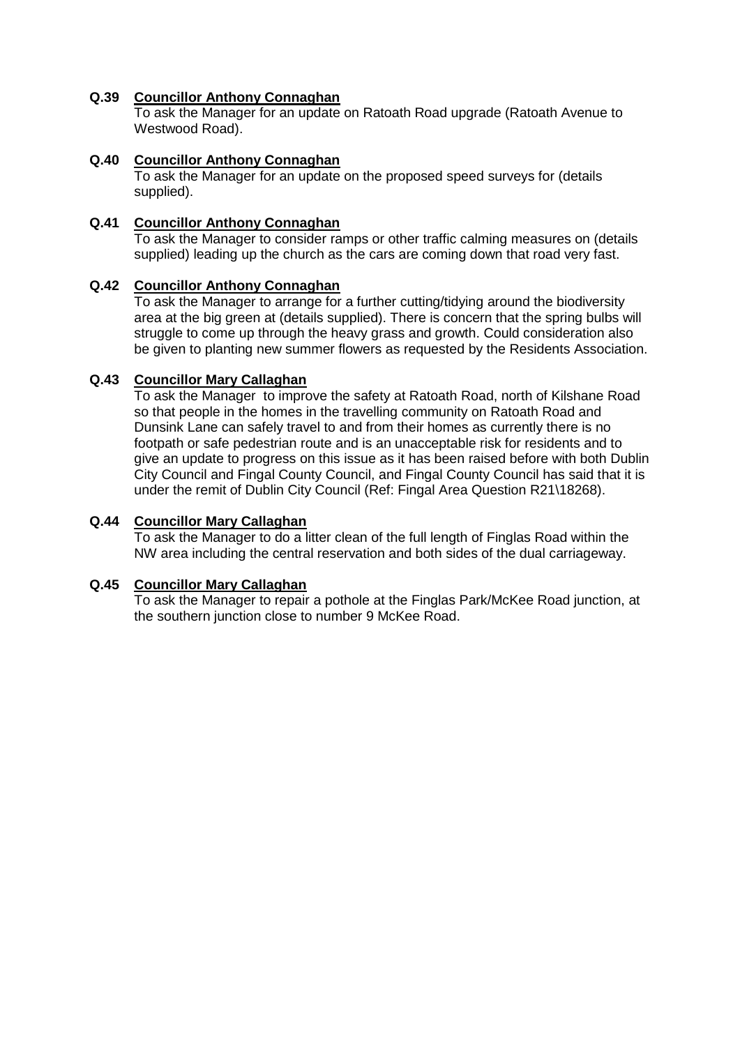**Q.39** **Councillor Anthony Connaghan**
To ask the Manager for an update on Ratoath Road upgrade (Ratoath Avenue to Westwood Road).

**Q.40** **Councillor Anthony Connaghan**
To ask the Manager for an update on the proposed speed surveys for (details supplied).

**Q.41** **Councillor Anthony Connaghan**
To ask the Manager to consider ramps or other traffic calming measures on (details supplied) leading up the church as the cars are coming down that road very fast.

**Q.42** **Councillor Anthony Connaghan**
To ask the Manager to arrange for a further cutting/tidying around the biodiversity area at the big green at (details supplied). There is concern that the spring bulbs will struggle to come up through the heavy grass and growth. Could consideration also be given to planting new summer flowers as requested by the Residents Association.

**Q.43** **Councillor Mary Callaghan**
To ask the Manager to improve the safety at Ratoath Road, north of Kilshane Road so that people in the homes in the travelling community on Ratoath Road and Dunsink Lane can safely travel to and from their homes as currently there is no footpath or safe pedestrian route and is an unacceptable risk for residents and to give an update to progress on this issue as it has been raised before with both Dublin City Council and Fingal County Council, and Fingal County Council has said that it is under the remit of Dublin City Council (Ref: Fingal Area Question R21\18268).

**Q.44** **Councillor Mary Callaghan**
To ask the Manager to do a litter clean of the full length of Finglas Road within the NW area including the central reservation and both sides of the dual carriageway.

**Q.45** **Councillor Mary Callaghan**
To ask the Manager to repair a pothole at the Finglas Park/McKee Road junction, at the southern junction close to number 9 McKee Road.